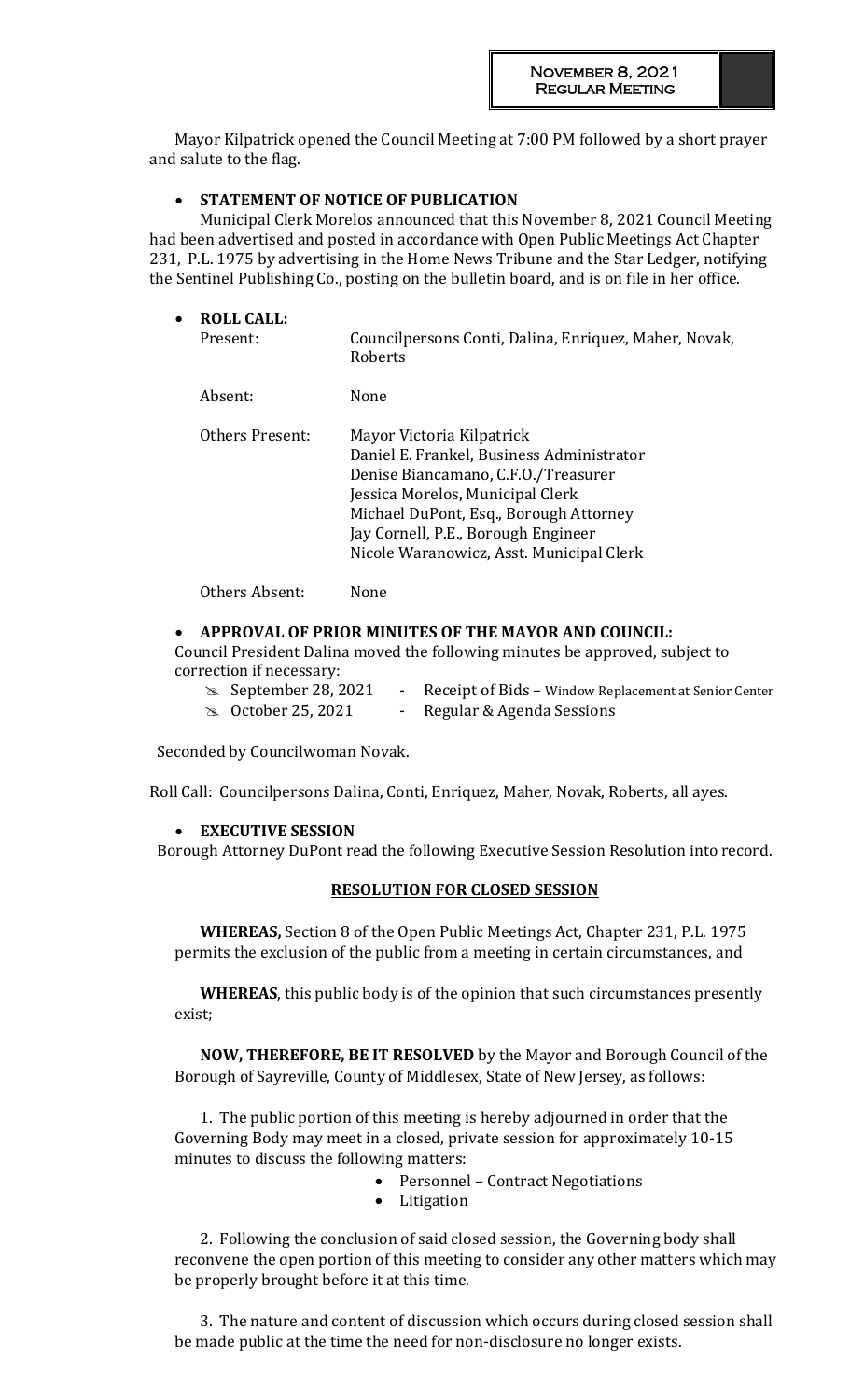**November 8, 2021**
**Regular Meeting**

Mayor Kilpatrick opened the Council Meeting at 7:00 PM followed by a short prayer and salute to the flag.

- **STATEMENT OF NOTICE OF PUBLICATION**

Municipal Clerk Morelos announced that this November 8, 2021 Council Meeting had been advertised and posted in accordance with Open Public Meetings Act Chapter 231, P.L. 1975 by advertising in the Home News Tribune and the Star Ledger, notifying the Sentinel Publishing Co., posting on the bulletin board, and is on file in her office.

- **ROLL CALL:**

| | |
|---|---|
| Present: | Councilpersons Conti, Dalina, Enriquez, Maher, Novak, Roberts |
| Absent: | None |
| Others Present: | Mayor Victoria Kilpatrick<br>Daniel E. Frankel, Business Administrator<br>Denise Biancamano, C.F.O./Treasurer<br>Jessica Morelos, Municipal Clerk<br>Michael DuPont, Esq., Borough Attorney<br>Jay Cornell, P.E., Borough Engineer<br>Nicole Waranowicz, Asst. Municipal Clerk |
| Others Absent: | None |

- **APPROVAL OF PRIOR MINUTES OF THE MAYOR AND COUNCIL:**

Council President Dalina moved the following minutes be approved, subject to correction if necessary:

- September 28, 2021 - Receipt of Bids – Window Replacement at Senior Center
- October 25, 2021 - Regular & Agenda Sessions

Seconded by Councilwoman Novak.

Roll Call: Councilpersons Dalina, Conti, Enriquez, Maher, Novak, Roberts, all ayes.

- **EXECUTIVE SESSION**

Borough Attorney DuPont read the following Executive Session Resolution into record.

**RESOLUTION FOR CLOSED SESSION**

**WHEREAS,** Section 8 of the Open Public Meetings Act, Chapter 231, P.L. 1975 permits the exclusion of the public from a meeting in certain circumstances, and

**WHEREAS**, this public body is of the opinion that such circumstances presently exist;

**NOW, THEREFORE, BE IT RESOLVED** by the Mayor and Borough Council of the Borough of Sayreville, County of Middlesex, State of New Jersey, as follows:

1. The public portion of this meeting is hereby adjourned in order that the Governing Body may meet in a closed, private session for approximately 10-15 minutes to discuss the following matters:
   - Personnel – Contract Negotiations
   - Litigation

2. Following the conclusion of said closed session, the Governing body shall reconvene the open portion of this meeting to consider any other matters which may be properly brought before it at this time.

3. The nature and content of discussion which occurs during closed session shall be made public at the time the need for non-disclosure no longer exists.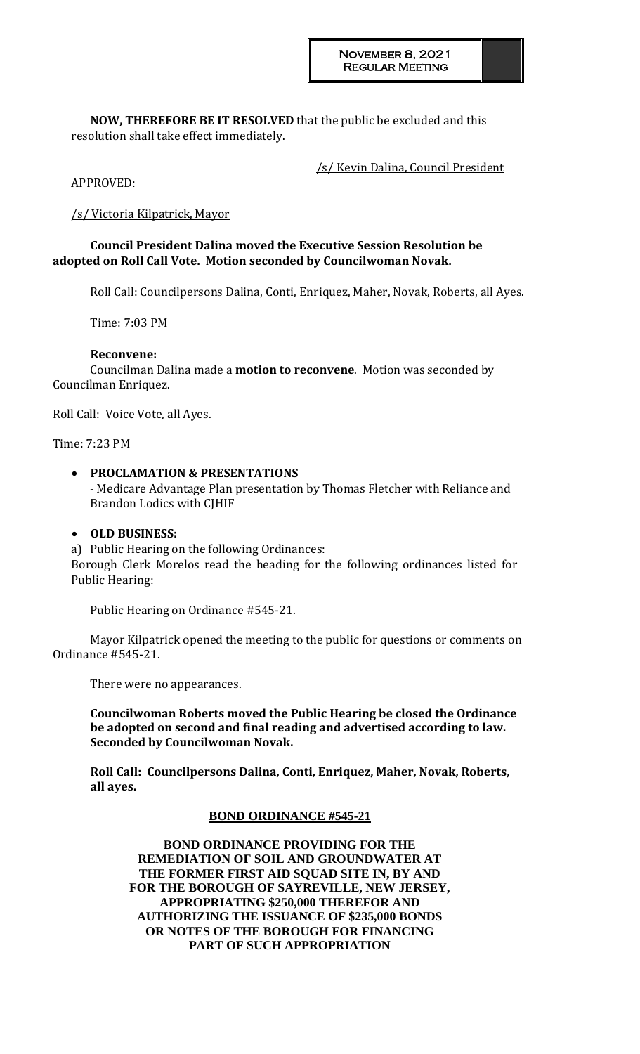**NOW, THEREFORE BE IT RESOLVED** that the public be excluded and this resolution shall take effect immediately.

/s/ Kevin Dalina, Council President

APPROVED:

/s/ Victoria Kilpatrick, Mayor

**Council President Dalina moved the Executive Session Resolution be adopted on Roll Call Vote. Motion seconded by Councilwoman Novak.**

Roll Call: Councilpersons Dalina, Conti, Enriquez, Maher, Novak, Roberts, all Ayes.

Time: 7:03 PM

**Reconvene:**

Councilman Dalina made a **motion to reconvene**. Motion was seconded by Councilman Enriquez.

Roll Call: Voice Vote, all Ayes.

Time: 7:23 PM

- **PROCLAMATION & PRESENTATIONS**
  - Medicare Advantage Plan presentation by Thomas Fletcher with Reliance and Brandon Lodics with CJHIF

- **OLD BUSINESS:**

a) Public Hearing on the following Ordinances:

Borough Clerk Morelos read the heading for the following ordinances listed for Public Hearing:

Public Hearing on Ordinance #545-21.

Mayor Kilpatrick opened the meeting to the public for questions or comments on Ordinance #545-21.

There were no appearances.

**Councilwoman Roberts moved the Public Hearing be closed the Ordinance be adopted on second and final reading and advertised according to law. Seconded by Councilwoman Novak.**

**Roll Call: Councilpersons Dalina, Conti, Enriquez, Maher, Novak, Roberts, all ayes.**

**BOND ORDINANCE #545-21**

**BOND ORDINANCE PROVIDING FOR THE REMEDIATION OF SOIL AND GROUNDWATER AT THE FORMER FIRST AID SQUAD SITE IN, BY AND FOR THE BOROUGH OF SAYREVILLE, NEW JERSEY, APPROPRIATING $250,000 THEREFOR AND AUTHORIZING THE ISSUANCE OF $235,000 BONDS OR NOTES OF THE BOROUGH FOR FINANCING PART OF SUCH APPROPRIATION**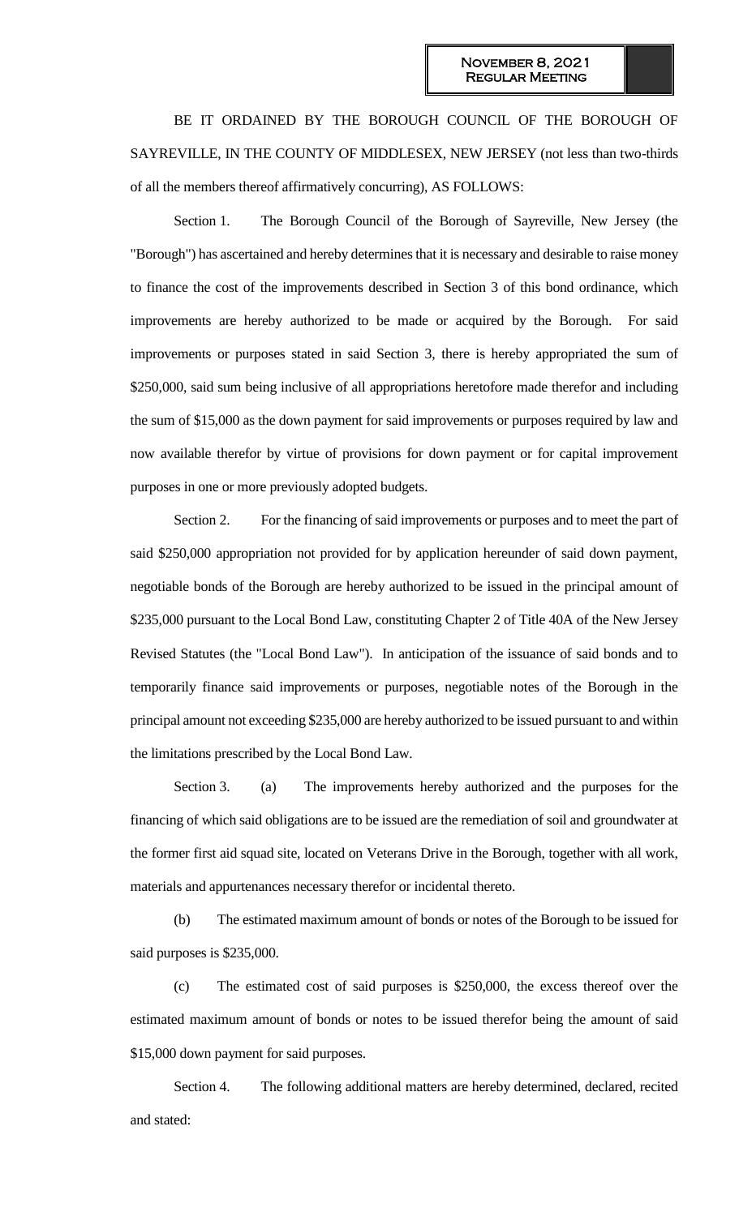BE IT ORDAINED BY THE BOROUGH COUNCIL OF THE BOROUGH OF SAYREVILLE, IN THE COUNTY OF MIDDLESEX, NEW JERSEY (not less than two-thirds of all the members thereof affirmatively concurring), AS FOLLOWS:

Section 1. The Borough Council of the Borough of Sayreville, New Jersey (the "Borough") has ascertained and hereby determines that it is necessary and desirable to raise money to finance the cost of the improvements described in Section 3 of this bond ordinance, which improvements are hereby authorized to be made or acquired by the Borough. For said improvements or purposes stated in said Section 3, there is hereby appropriated the sum of $250,000, said sum being inclusive of all appropriations heretofore made therefor and including the sum of $15,000 as the down payment for said improvements or purposes required by law and now available therefor by virtue of provisions for down payment or for capital improvement purposes in one or more previously adopted budgets.

Section 2. For the financing of said improvements or purposes and to meet the part of said $250,000 appropriation not provided for by application hereunder of said down payment, negotiable bonds of the Borough are hereby authorized to be issued in the principal amount of $235,000 pursuant to the Local Bond Law, constituting Chapter 2 of Title 40A of the New Jersey Revised Statutes (the "Local Bond Law"). In anticipation of the issuance of said bonds and to temporarily finance said improvements or purposes, negotiable notes of the Borough in the principal amount not exceeding $235,000 are hereby authorized to be issued pursuant to and within the limitations prescribed by the Local Bond Law.

Section 3. (a) The improvements hereby authorized and the purposes for the financing of which said obligations are to be issued are the remediation of soil and groundwater at the former first aid squad site, located on Veterans Drive in the Borough, together with all work, materials and appurtenances necessary therefor or incidental thereto.

(b) The estimated maximum amount of bonds or notes of the Borough to be issued for said purposes is $235,000.

(c) The estimated cost of said purposes is $250,000, the excess thereof over the estimated maximum amount of bonds or notes to be issued therefor being the amount of said $15,000 down payment for said purposes.

Section 4. The following additional matters are hereby determined, declared, recited and stated: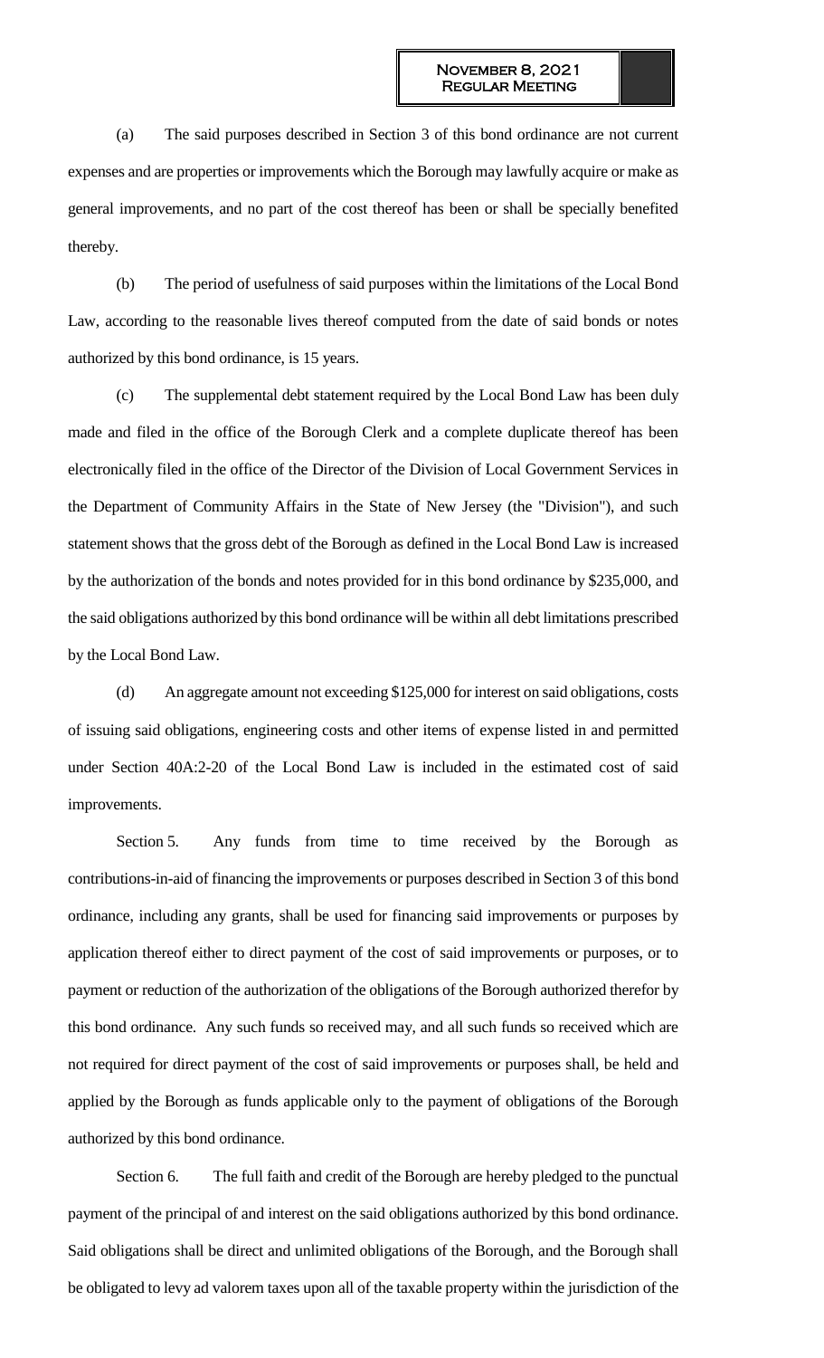(a) The said purposes described in Section 3 of this bond ordinance are not current expenses and are properties or improvements which the Borough may lawfully acquire or make as general improvements, and no part of the cost thereof has been or shall be specially benefited thereby.

(b) The period of usefulness of said purposes within the limitations of the Local Bond Law, according to the reasonable lives thereof computed from the date of said bonds or notes authorized by this bond ordinance, is 15 years.

(c) The supplemental debt statement required by the Local Bond Law has been duly made and filed in the office of the Borough Clerk and a complete duplicate thereof has been electronically filed in the office of the Director of the Division of Local Government Services in the Department of Community Affairs in the State of New Jersey (the "Division"), and such statement shows that the gross debt of the Borough as defined in the Local Bond Law is increased by the authorization of the bonds and notes provided for in this bond ordinance by $235,000, and the said obligations authorized by this bond ordinance will be within all debt limitations prescribed by the Local Bond Law.

(d) An aggregate amount not exceeding $125,000 for interest on said obligations, costs of issuing said obligations, engineering costs and other items of expense listed in and permitted under Section 40A:2-20 of the Local Bond Law is included in the estimated cost of said improvements.

Section 5. Any funds from time to time received by the Borough as contributions-in-aid of financing the improvements or purposes described in Section 3 of this bond ordinance, including any grants, shall be used for financing said improvements or purposes by application thereof either to direct payment of the cost of said improvements or purposes, or to payment or reduction of the authorization of the obligations of the Borough authorized therefor by this bond ordinance. Any such funds so received may, and all such funds so received which are not required for direct payment of the cost of said improvements or purposes shall, be held and applied by the Borough as funds applicable only to the payment of obligations of the Borough authorized by this bond ordinance.

Section 6. The full faith and credit of the Borough are hereby pledged to the punctual payment of the principal of and interest on the said obligations authorized by this bond ordinance. Said obligations shall be direct and unlimited obligations of the Borough, and the Borough shall be obligated to levy ad valorem taxes upon all of the taxable property within the jurisdiction of the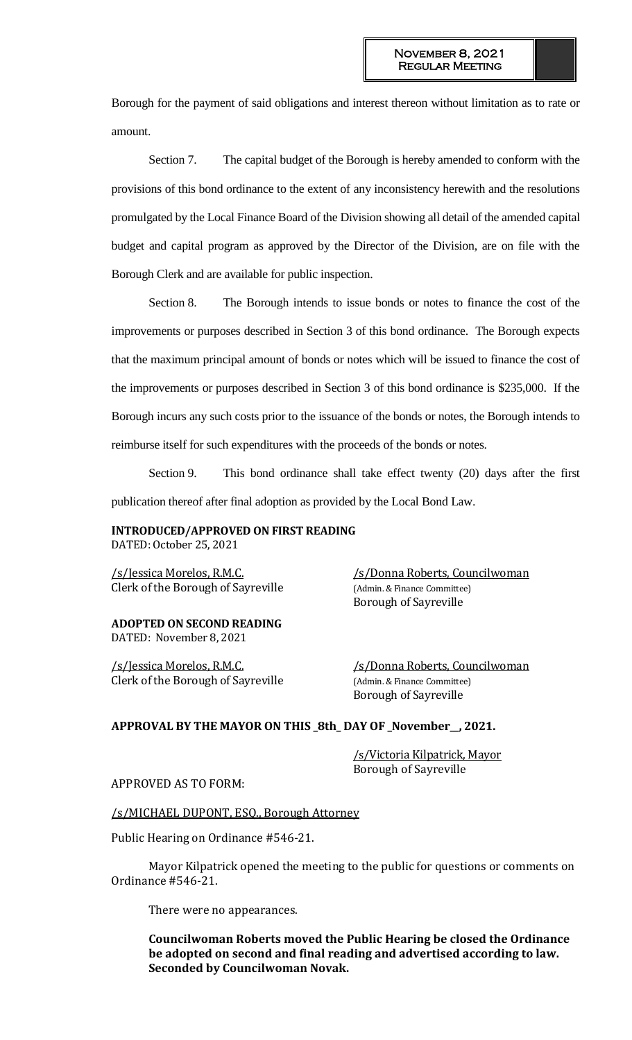Borough for the payment of said obligations and interest thereon without limitation as to rate or amount.

Section 7. The capital budget of the Borough is hereby amended to conform with the provisions of this bond ordinance to the extent of any inconsistency herewith and the resolutions promulgated by the Local Finance Board of the Division showing all detail of the amended capital budget and capital program as approved by the Director of the Division, are on file with the Borough Clerk and are available for public inspection.

Section 8. The Borough intends to issue bonds or notes to finance the cost of the improvements or purposes described in Section 3 of this bond ordinance. The Borough expects that the maximum principal amount of bonds or notes which will be issued to finance the cost of the improvements or purposes described in Section 3 of this bond ordinance is $235,000. If the Borough incurs any such costs prior to the issuance of the bonds or notes, the Borough intends to reimburse itself for such expenditures with the proceeds of the bonds or notes.

Section 9. This bond ordinance shall take effect twenty (20) days after the first publication thereof after final adoption as provided by the Local Bond Law.

**INTRODUCED/APPROVED ON FIRST READING**
DATED: October 25, 2021

/s/Jessica Morelos, R.M.C.
Clerk of the Borough of Sayreville

/s/Donna Roberts, Councilwoman
(Admin. & Finance Committee)
Borough of Sayreville

**ADOPTED ON SECOND READING**
DATED: November 8, 2021

/s/Jessica Morelos, R.M.C.
Clerk of the Borough of Sayreville

/s/Donna Roberts, Councilwoman
(Admin. & Finance Committee)
Borough of Sayreville

**APPROVAL BY THE MAYOR ON THIS _8th_ DAY OF _November__, 2021.**

/s/Victoria Kilpatrick, Mayor
Borough of Sayreville

APPROVED AS TO FORM:

/s/MICHAEL DUPONT, ESQ., Borough Attorney

Public Hearing on Ordinance #546-21.

Mayor Kilpatrick opened the meeting to the public for questions or comments on Ordinance #546-21.

There were no appearances.

**Councilwoman Roberts moved the Public Hearing be closed the Ordinance be adopted on second and final reading and advertised according to law. Seconded by Councilwoman Novak.**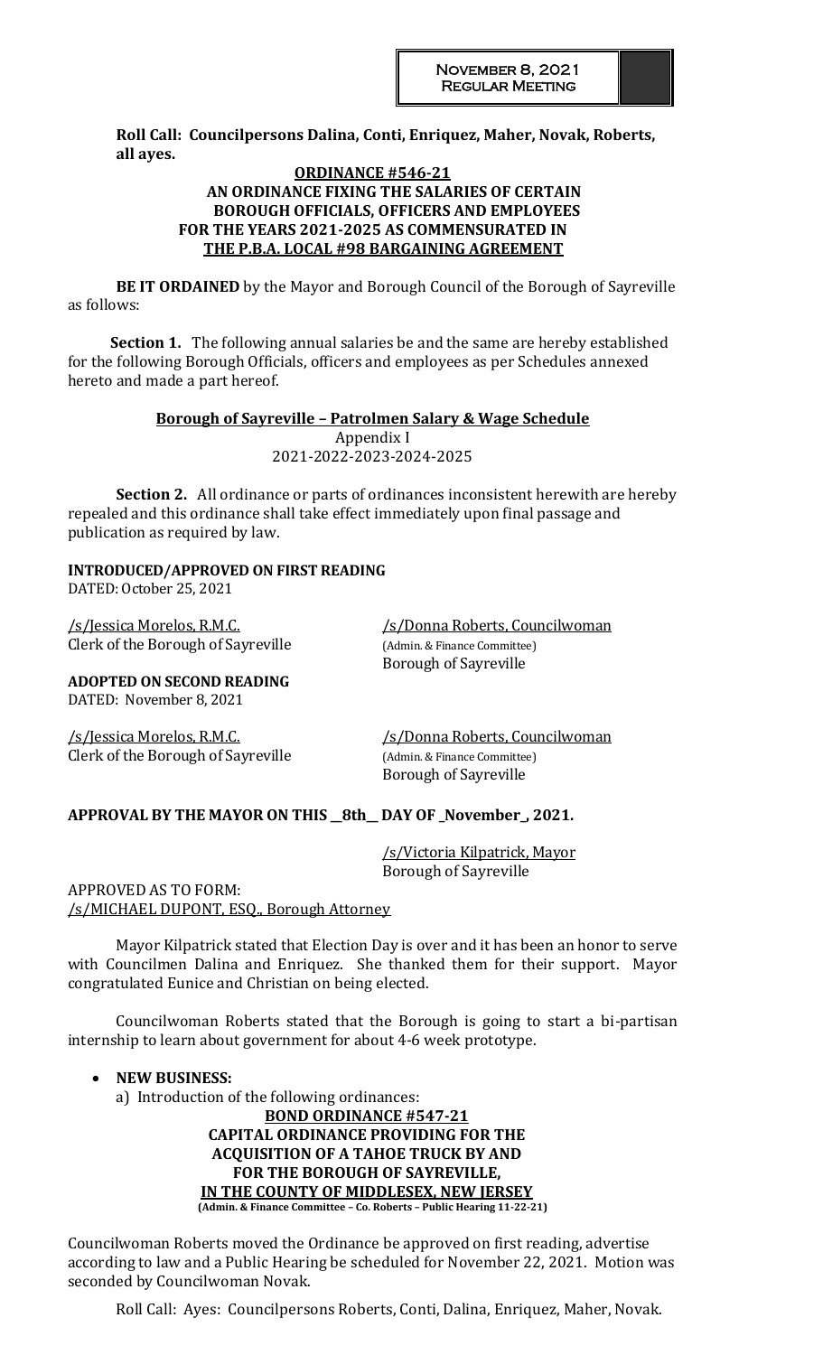**Roll Call: Councilpersons Dalina, Conti, Enriquez, Maher, Novak, Roberts, all ayes.**

**ORDINANCE #546-21**
**AN ORDINANCE FIXING THE SALARIES OF CERTAIN BOROUGH OFFICIALS, OFFICERS AND EMPLOYEES FOR THE YEARS 2021-2025 AS COMMENSURATED IN THE P.B.A. LOCAL #98 BARGAINING AGREEMENT**

**BE IT ORDAINED** by the Mayor and Borough Council of the Borough of Sayreville as follows:

**Section 1.** The following annual salaries be and the same are hereby established for the following Borough Officials, officers and employees as per Schedules annexed hereto and made a part hereof.

**Borough of Sayreville – Patrolmen Salary & Wage Schedule**
Appendix I
2021-2022-2023-2024-2025

**Section 2.** All ordinance or parts of ordinances inconsistent herewith are hereby repealed and this ordinance shall take effect immediately upon final passage and publication as required by law.

**INTRODUCED/APPROVED ON FIRST READING**
DATED: October 25, 2021

/s/Jessica Morelos, R.M.C.
Clerk of the Borough of Sayreville

/s/Donna Roberts, Councilwoman
(Admin. & Finance Committee)
Borough of Sayreville

**ADOPTED ON SECOND READING**
DATED: November 8, 2021

/s/Jessica Morelos, R.M.C.
Clerk of the Borough of Sayreville

/s/Donna Roberts, Councilwoman
(Admin. & Finance Committee)
Borough of Sayreville

**APPROVAL BY THE MAYOR ON THIS \_\_8th\_\_ DAY OF \_November\_, 2021.**

/s/Victoria Kilpatrick, Mayor
Borough of Sayreville

APPROVED AS TO FORM:
/s/MICHAEL DUPONT, ESQ., Borough Attorney

Mayor Kilpatrick stated that Election Day is over and it has been an honor to serve with Councilmen Dalina and Enriquez. She thanked them for their support. Mayor congratulated Eunice and Christian on being elected.

Councilwoman Roberts stated that the Borough is going to start a bi-partisan internship to learn about government for about 4-6 week prototype.

- **NEW BUSINESS:**

  a) Introduction of the following ordinances:

**BOND ORDINANCE #547-21**
**CAPITAL ORDINANCE PROVIDING FOR THE ACQUISITION OF A TAHOE TRUCK BY AND FOR THE BOROUGH OF SAYREVILLE, IN THE COUNTY OF MIDDLESEX, NEW JERSEY**
**(Admin. & Finance Committee – Co. Roberts – Public Hearing 11-22-21)**

Councilwoman Roberts moved the Ordinance be approved on first reading, advertise according to law and a Public Hearing be scheduled for November 22, 2021. Motion was seconded by Councilwoman Novak.

Roll Call: Ayes: Councilpersons Roberts, Conti, Dalina, Enriquez, Maher, Novak.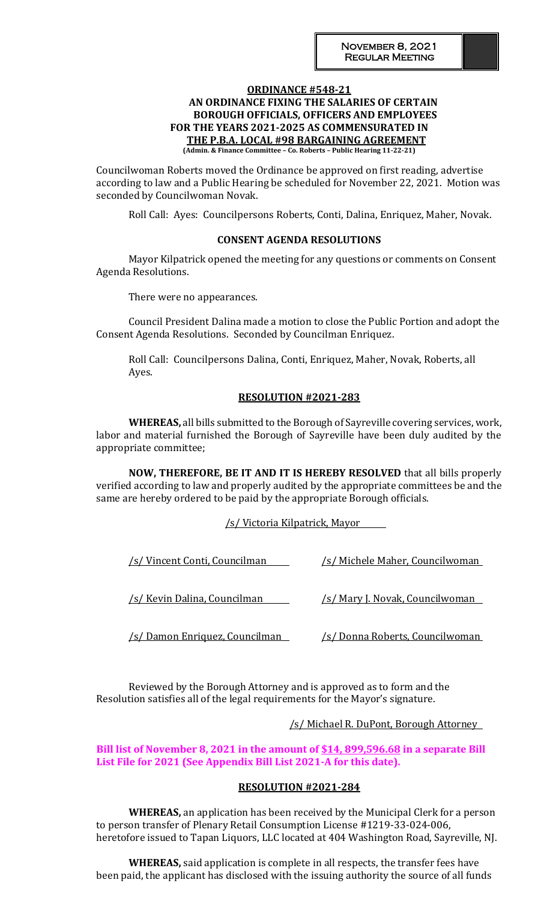**ORDINANCE #548-21**
**AN ORDINANCE FIXING THE SALARIES OF CERTAIN BOROUGH OFFICIALS, OFFICERS AND EMPLOYEES FOR THE YEARS 2021-2025 AS COMMENSURATED IN THE P.B.A. LOCAL #98 BARGAINING AGREEMENT**
**(Admin. & Finance Committee – Co. Roberts – Public Hearing 11-22-21)**

Councilwoman Roberts moved the Ordinance be approved on first reading, advertise according to law and a Public Hearing be scheduled for November 22, 2021. Motion was seconded by Councilwoman Novak.

Roll Call: Ayes: Councilpersons Roberts, Conti, Dalina, Enriquez, Maher, Novak.

**CONSENT AGENDA RESOLUTIONS**

Mayor Kilpatrick opened the meeting for any questions or comments on Consent Agenda Resolutions.

There were no appearances.

Council President Dalina made a motion to close the Public Portion and adopt the Consent Agenda Resolutions. Seconded by Councilman Enriquez.

Roll Call: Councilpersons Dalina, Conti, Enriquez, Maher, Novak, Roberts, all Ayes.

**RESOLUTION #2021-283**

**WHEREAS,** all bills submitted to the Borough of Sayreville covering services, work, labor and material furnished the Borough of Sayreville have been duly audited by the appropriate committee;

**NOW, THEREFORE, BE IT AND IT IS HEREBY RESOLVED** that all bills properly verified according to law and properly audited by the appropriate committees be and the same are hereby ordered to be paid by the appropriate Borough officials.

/s/ Victoria Kilpatrick, Mayor

| | |
|---|---|
| /s/ Vincent Conti, Councilman | /s/ Michele Maher, Councilwoman |
| /s/ Kevin Dalina, Councilman | /s/ Mary J. Novak, Councilwoman |
| /s/ Damon Enriquez, Councilman | /s/ Donna Roberts, Councilwoman |

Reviewed by the Borough Attorney and is approved as to form and the Resolution satisfies all of the legal requirements for the Mayor's signature.

/s/ Michael R. DuPont, Borough Attorney

**Bill list of November 8, 2021 in the amount of $14, 899,596.68 in a separate Bill List File for 2021 (See Appendix Bill List 2021-A for this date).**

**RESOLUTION #2021-284**

**WHEREAS,** an application has been received by the Municipal Clerk for a person to person transfer of Plenary Retail Consumption License #1219-33-024-006, heretofore issued to Tapan Liquors, LLC located at 404 Washington Road, Sayreville, NJ.

**WHEREAS,** said application is complete in all respects, the transfer fees have been paid, the applicant has disclosed with the issuing authority the source of all funds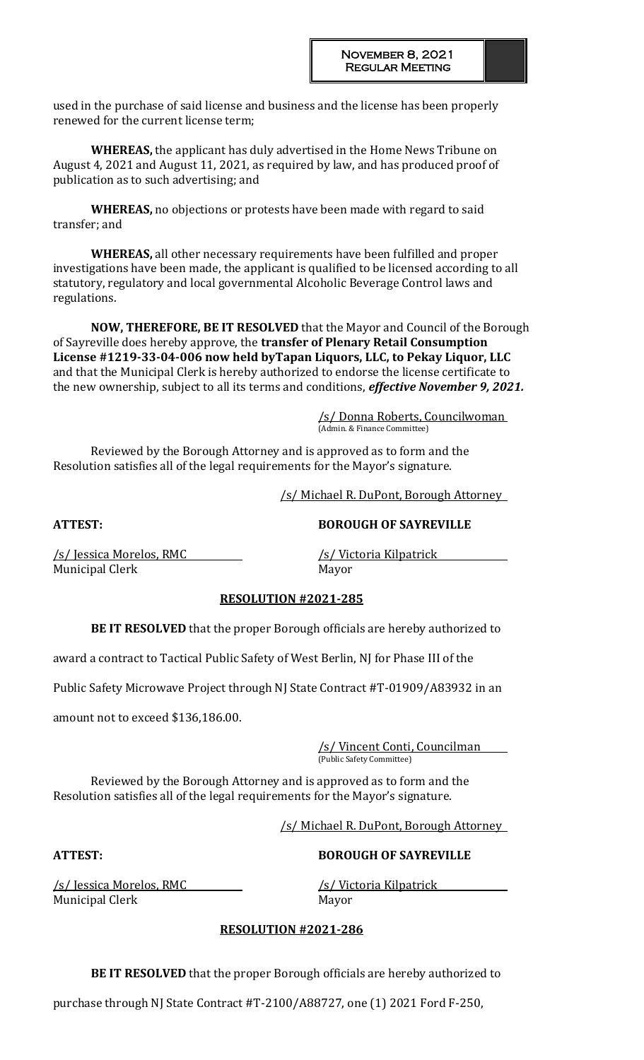used in the purchase of said license and business and the license has been properly renewed for the current license term;

**WHEREAS,** the applicant has duly advertised in the Home News Tribune on August 4, 2021 and August 11, 2021, as required by law, and has produced proof of publication as to such advertising; and

**WHEREAS,** no objections or protests have been made with regard to said transfer; and

**WHEREAS,** all other necessary requirements have been fulfilled and proper investigations have been made, the applicant is qualified to be licensed according to all statutory, regulatory and local governmental Alcoholic Beverage Control laws and regulations.

**NOW, THEREFORE, BE IT RESOLVED** that the Mayor and Council of the Borough of Sayreville does hereby approve, the **transfer of Plenary Retail Consumption License #1219-33-04-006 now held byTapan Liquors, LLC, to Pekay Liquor, LLC** and that the Municipal Clerk is hereby authorized to endorse the license certificate to the new ownership, subject to all its terms and conditions, ***effective November 9, 2021.***

/s/ Donna Roberts, Councilwoman
(Admin. & Finance Committee)

Reviewed by the Borough Attorney and is approved as to form and the Resolution satisfies all of the legal requirements for the Mayor's signature.

/s/ Michael R. DuPont, Borough Attorney

**ATTEST:** **BOROUGH OF SAYREVILLE**

/s/ Jessica Morelos, RMC
Municipal Clerk

/s/ Victoria Kilpatrick
Mayor

**RESOLUTION #2021-285**

**BE IT RESOLVED** that the proper Borough officials are hereby authorized to award a contract to Tactical Public Safety of West Berlin, NJ for Phase III of the Public Safety Microwave Project through NJ State Contract #T-01909/A83932 in an amount not to exceed $136,186.00.

/s/ Vincent Conti, Councilman
(Public Safety Committee)

Reviewed by the Borough Attorney and is approved as to form and the Resolution satisfies all of the legal requirements for the Mayor's signature.

/s/ Michael R. DuPont, Borough Attorney

**ATTEST:** **BOROUGH OF SAYREVILLE**

/s/ Jessica Morelos, RMC
Municipal Clerk

/s/ Victoria Kilpatrick
Mayor

**RESOLUTION #2021-286**

**BE IT RESOLVED** that the proper Borough officials are hereby authorized to purchase through NJ State Contract #T-2100/A88727, one (1) 2021 Ford F-250,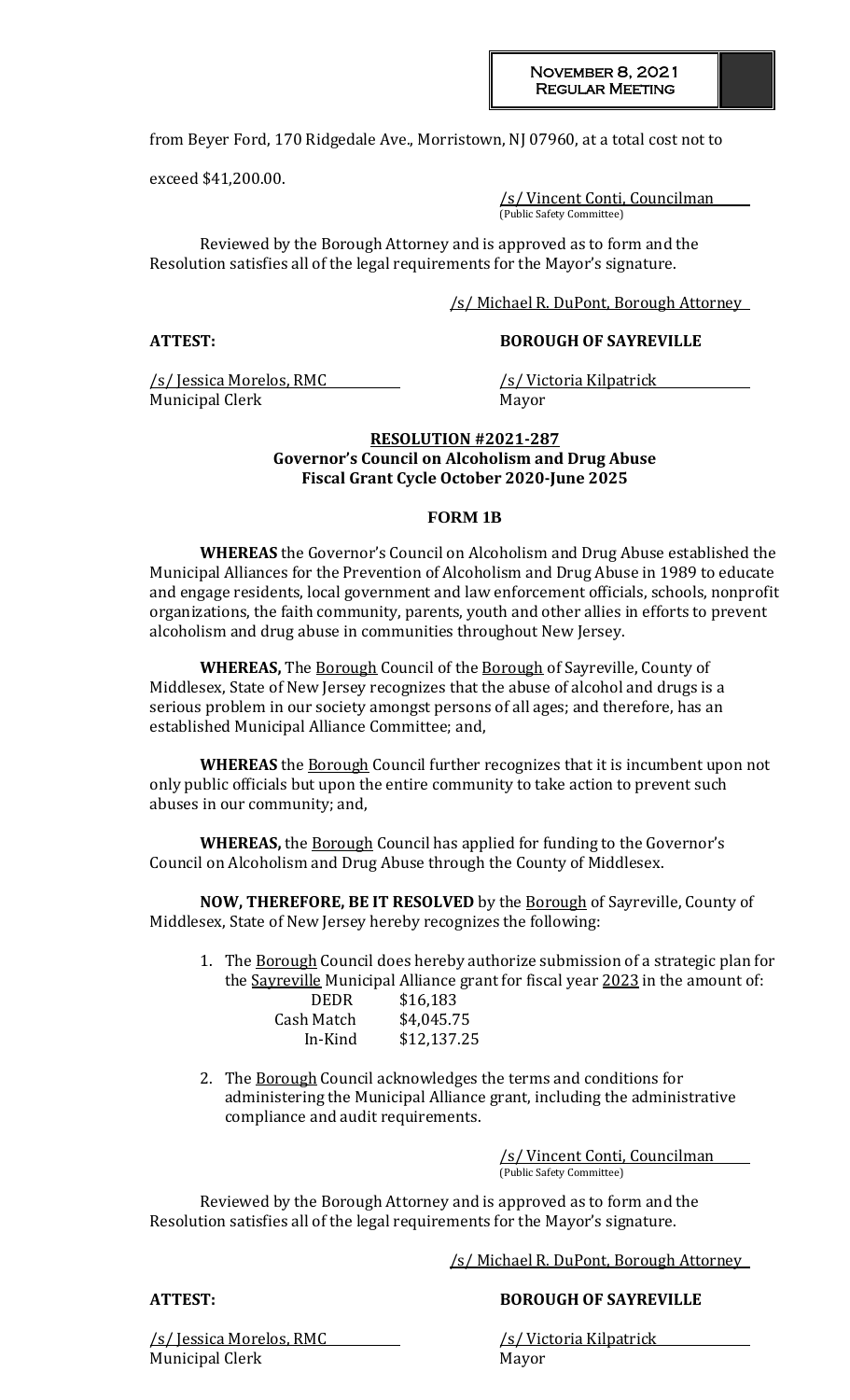from Beyer Ford, 170 Ridgedale Ave., Morristown, NJ 07960, at a total cost not to exceed $41,200.00.

/s/ Vincent Conti, Councilman
(Public Safety Committee)

Reviewed by the Borough Attorney and is approved as to form and the Resolution satisfies all of the legal requirements for the Mayor's signature.

/s/ Michael R. DuPont, Borough Attorney

**ATTEST:** **BOROUGH OF SAYREVILLE**

/s/ Jessica Morelos, RMC
Municipal Clerk

/s/ Victoria Kilpatrick
Mayor

**RESOLUTION #2021-287**
**Governor's Council on Alcoholism and Drug Abuse**
**Fiscal Grant Cycle October 2020-June 2025**

**FORM 1B**

**WHEREAS** the Governor's Council on Alcoholism and Drug Abuse established the Municipal Alliances for the Prevention of Alcoholism and Drug Abuse in 1989 to educate and engage residents, local government and law enforcement officials, schools, nonprofit organizations, the faith community, parents, youth and other allies in efforts to prevent alcoholism and drug abuse in communities throughout New Jersey.

**WHEREAS,** The Borough Council of the Borough of Sayreville, County of Middlesex, State of New Jersey recognizes that the abuse of alcohol and drugs is a serious problem in our society amongst persons of all ages; and therefore, has an established Municipal Alliance Committee; and,

**WHEREAS** the Borough Council further recognizes that it is incumbent upon not only public officials but upon the entire community to take action to prevent such abuses in our community; and,

**WHEREAS,** the Borough Council has applied for funding to the Governor's Council on Alcoholism and Drug Abuse through the County of Middlesex.

**NOW, THEREFORE, BE IT RESOLVED** by the Borough of Sayreville, County of Middlesex, State of New Jersey hereby recognizes the following:

1. The Borough Council does hereby authorize submission of a strategic plan for the Sayreville Municipal Alliance grant for fiscal year 2023 in the amount of:

| | |
|---|---|
| DEDR | $16,183 |
| Cash Match | $4,045.75 |
| In-Kind | $12,137.25 |

2. The Borough Council acknowledges the terms and conditions for administering the Municipal Alliance grant, including the administrative compliance and audit requirements.

/s/ Vincent Conti, Councilman
(Public Safety Committee)

Reviewed by the Borough Attorney and is approved as to form and the Resolution satisfies all of the legal requirements for the Mayor's signature.

/s/ Michael R. DuPont, Borough Attorney

**ATTEST:** **BOROUGH OF SAYREVILLE**

/s/ Jessica Morelos, RMC
Municipal Clerk

/s/ Victoria Kilpatrick
Mayor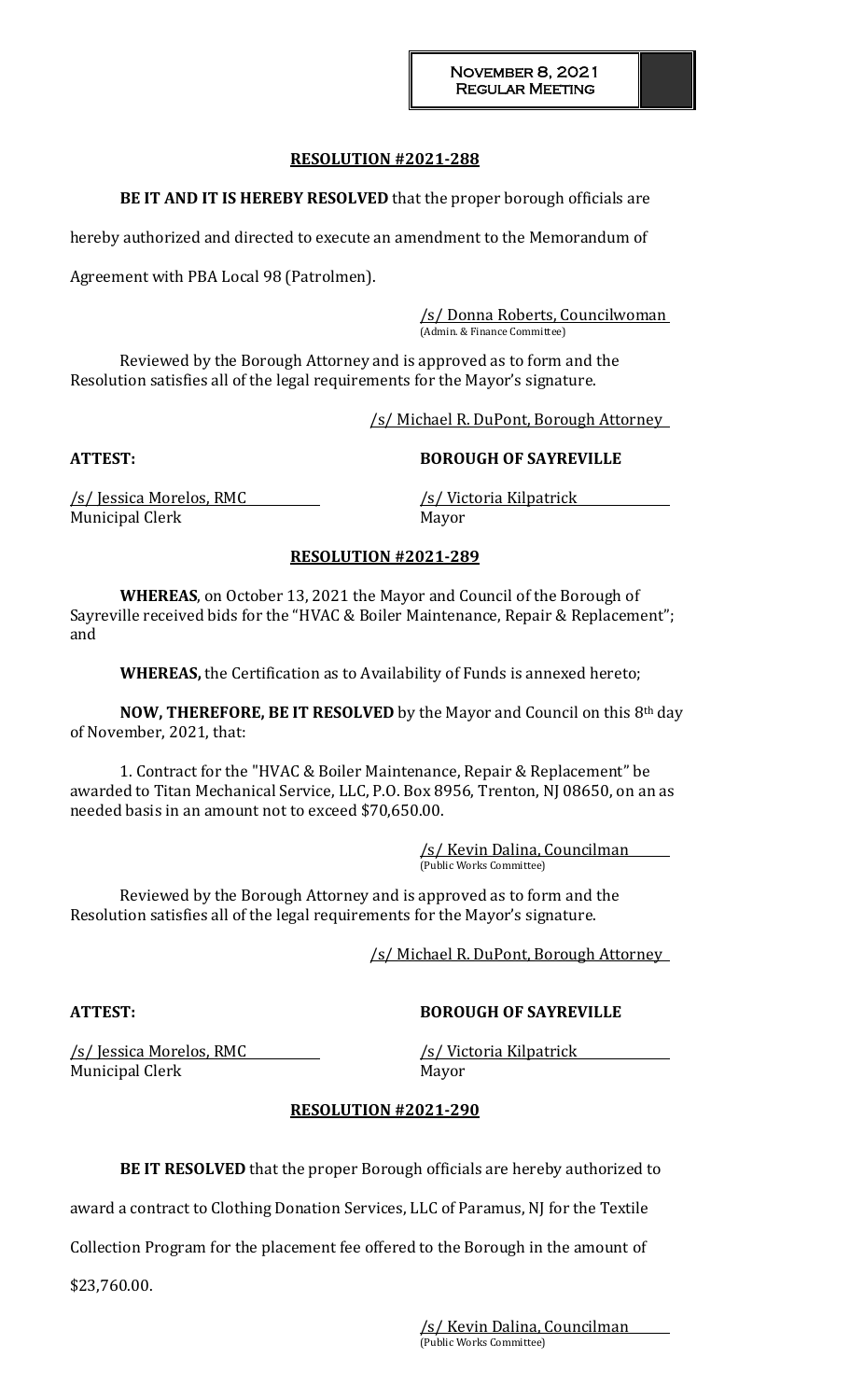## RESOLUTION #2021-288

**BE IT AND IT IS HEREBY RESOLVED** that the proper borough officials are hereby authorized and directed to execute an amendment to the Memorandum of Agreement with PBA Local 98 (Patrolmen).

/s/ Donna Roberts, Councilwoman
(Admin. & Finance Committee)

Reviewed by the Borough Attorney and is approved as to form and the Resolution satisfies all of the legal requirements for the Mayor's signature.

/s/ Michael R. DuPont, Borough Attorney

**ATTEST:** **BOROUGH OF SAYREVILLE**

/s/ Jessica Morelos, RMC
Municipal Clerk

/s/ Victoria Kilpatrick
Mayor

## RESOLUTION #2021-289

**WHEREAS**, on October 13, 2021 the Mayor and Council of the Borough of Sayreville received bids for the "HVAC & Boiler Maintenance, Repair & Replacement"; and

**WHEREAS,** the Certification as to Availability of Funds is annexed hereto;

**NOW, THEREFORE, BE IT RESOLVED** by the Mayor and Council on this 8th day of November, 2021, that:

1. Contract for the "HVAC & Boiler Maintenance, Repair & Replacement" be awarded to Titan Mechanical Service, LLC, P.O. Box 8956, Trenton, NJ 08650, on an as needed basis in an amount not to exceed $70,650.00.

/s/ Kevin Dalina, Councilman
(Public Works Committee)

Reviewed by the Borough Attorney and is approved as to form and the Resolution satisfies all of the legal requirements for the Mayor's signature.

/s/ Michael R. DuPont, Borough Attorney

**ATTEST:** **BOROUGH OF SAYREVILLE**

/s/ Jessica Morelos, RMC
Municipal Clerk

/s/ Victoria Kilpatrick
Mayor

## RESOLUTION #2021-290

**BE IT RESOLVED** that the proper Borough officials are hereby authorized to award a contract to Clothing Donation Services, LLC of Paramus, NJ for the Textile Collection Program for the placement fee offered to the Borough in the amount of $23,760.00.

/s/ Kevin Dalina, Councilman
(Public Works Committee)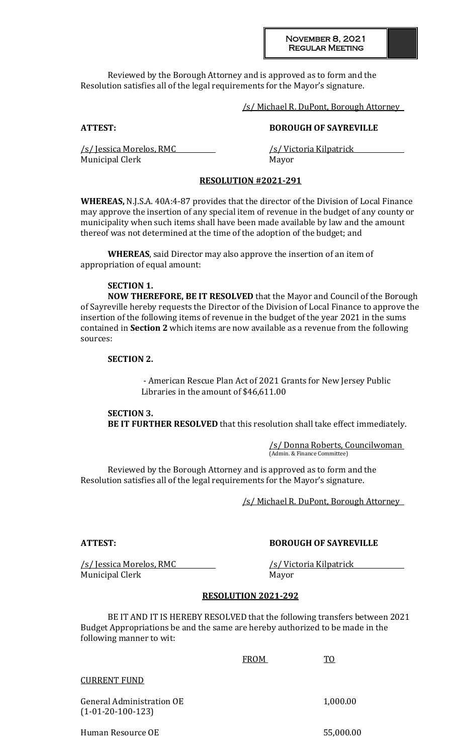Reviewed by the Borough Attorney and is approved as to form and the Resolution satisfies all of the legal requirements for the Mayor's signature.

/s/ Michael R. DuPont, Borough Attorney

**ATTEST:** **BOROUGH OF SAYREVILLE**

/s/ Jessica Morelos, RMC
Municipal Clerk

/s/ Victoria Kilpatrick
Mayor

**RESOLUTION #2021-291**

**WHEREAS,** N.J.S.A. 40A:4-87 provides that the director of the Division of Local Finance may approve the insertion of any special item of revenue in the budget of any county or municipality when such items shall have been made available by law and the amount thereof was not determined at the time of the adoption of the budget; and

**WHEREAS**, said Director may also approve the insertion of an item of appropriation of equal amount:

**SECTION 1.**
**NOW THEREFORE, BE IT RESOLVED** that the Mayor and Council of the Borough of Sayreville hereby requests the Director of the Division of Local Finance to approve the insertion of the following items of revenue in the budget of the year 2021 in the sums contained in **Section 2** which items are now available as a revenue from the following sources:

**SECTION 2.**

- American Rescue Plan Act of 2021 Grants for New Jersey Public Libraries in the amount of $46,611.00

**SECTION 3.**
**BE IT FURTHER RESOLVED** that this resolution shall take effect immediately.

/s/ Donna Roberts, Councilwoman
(Admin. & Finance Committee)

Reviewed by the Borough Attorney and is approved as to form and the Resolution satisfies all of the legal requirements for the Mayor's signature.

/s/ Michael R. DuPont, Borough Attorney

**ATTEST:** **BOROUGH OF SAYREVILLE**

/s/ Jessica Morelos, RMC
Municipal Clerk

/s/ Victoria Kilpatrick
Mayor

**RESOLUTION 2021-292**

BE IT AND IT IS HEREBY RESOLVED that the following transfers between 2021 Budget Appropriations be and the same are hereby authorized to be made in the following manner to wit:

| | FROM | TO |
|---|---|---|
| CURRENT FUND | | |
| General Administration OE (1-01-20-100-123) | | 1,000.00 |
| Human Resource OE | | 55,000.00 |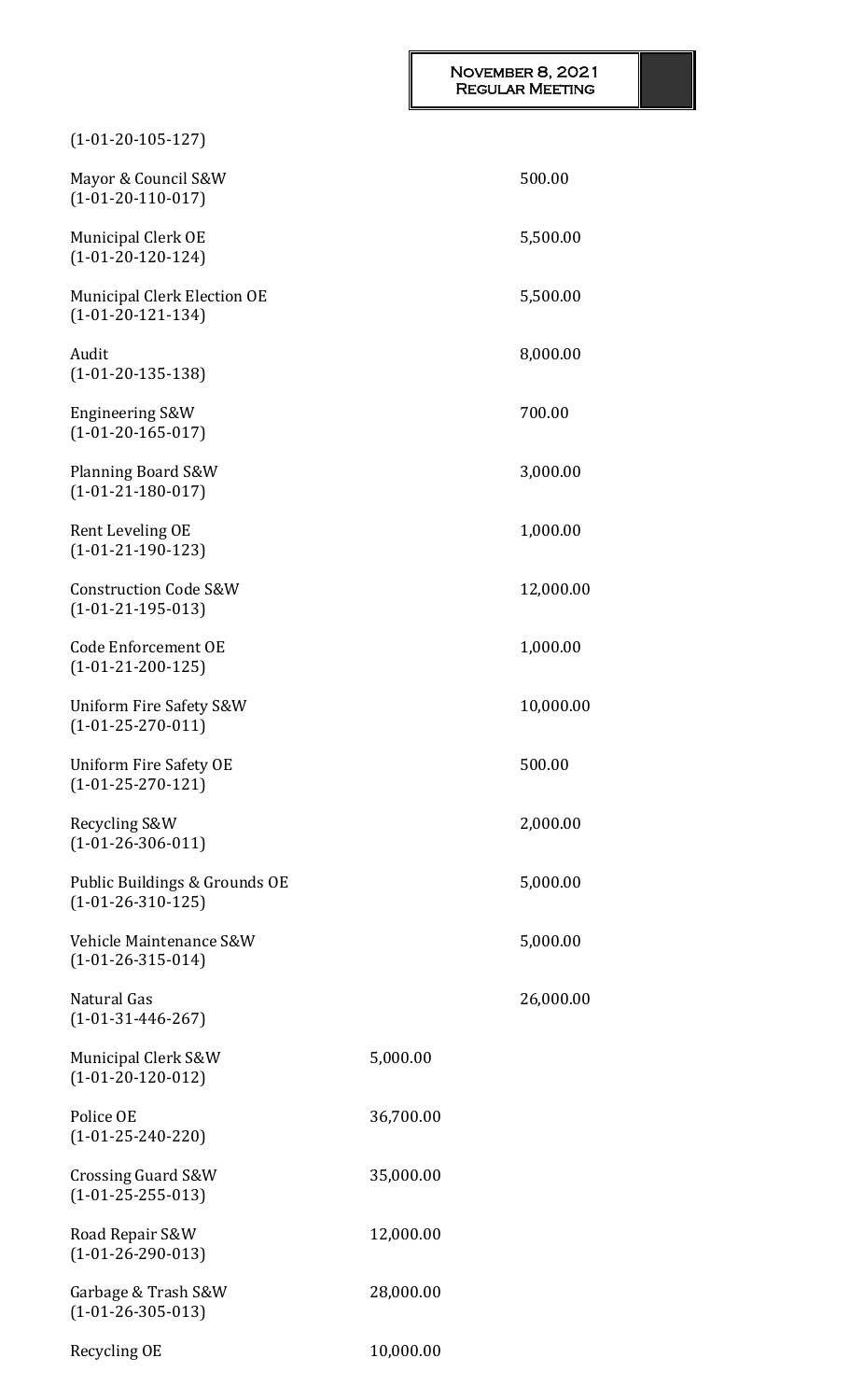(1-01-20-105-127)

| | | |
|---|---|---|
| Mayor & Council S&W (1-01-20-110-017) | | 500.00 |
| Municipal Clerk OE (1-01-20-120-124) | | 5,500.00 |
| Municipal Clerk Election OE (1-01-20-121-134) | | 5,500.00 |
| Audit (1-01-20-135-138) | | 8,000.00 |
| Engineering S&W (1-01-20-165-017) | | 700.00 |
| Planning Board S&W (1-01-21-180-017) | | 3,000.00 |
| Rent Leveling OE (1-01-21-190-123) | | 1,000.00 |
| Construction Code S&W (1-01-21-195-013) | | 12,000.00 |
| Code Enforcement OE (1-01-21-200-125) | | 1,000.00 |
| Uniform Fire Safety S&W (1-01-25-270-011) | | 10,000.00 |
| Uniform Fire Safety OE (1-01-25-270-121) | | 500.00 |
| Recycling S&W (1-01-26-306-011) | | 2,000.00 |
| Public Buildings & Grounds OE (1-01-26-310-125) | | 5,000.00 |
| Vehicle Maintenance S&W (1-01-26-315-014) | | 5,000.00 |
| Natural Gas (1-01-31-446-267) | | 26,000.00 |
| Municipal Clerk S&W (1-01-20-120-012) | 5,000.00 | |
| Police OE (1-01-25-240-220) | 36,700.00 | |
| Crossing Guard S&W (1-01-25-255-013) | 35,000.00 | |
| Road Repair S&W (1-01-26-290-013) | 12,000.00 | |
| Garbage & Trash S&W (1-01-26-305-013) | 28,000.00 | |
| Recycling OE | 10,000.00 | |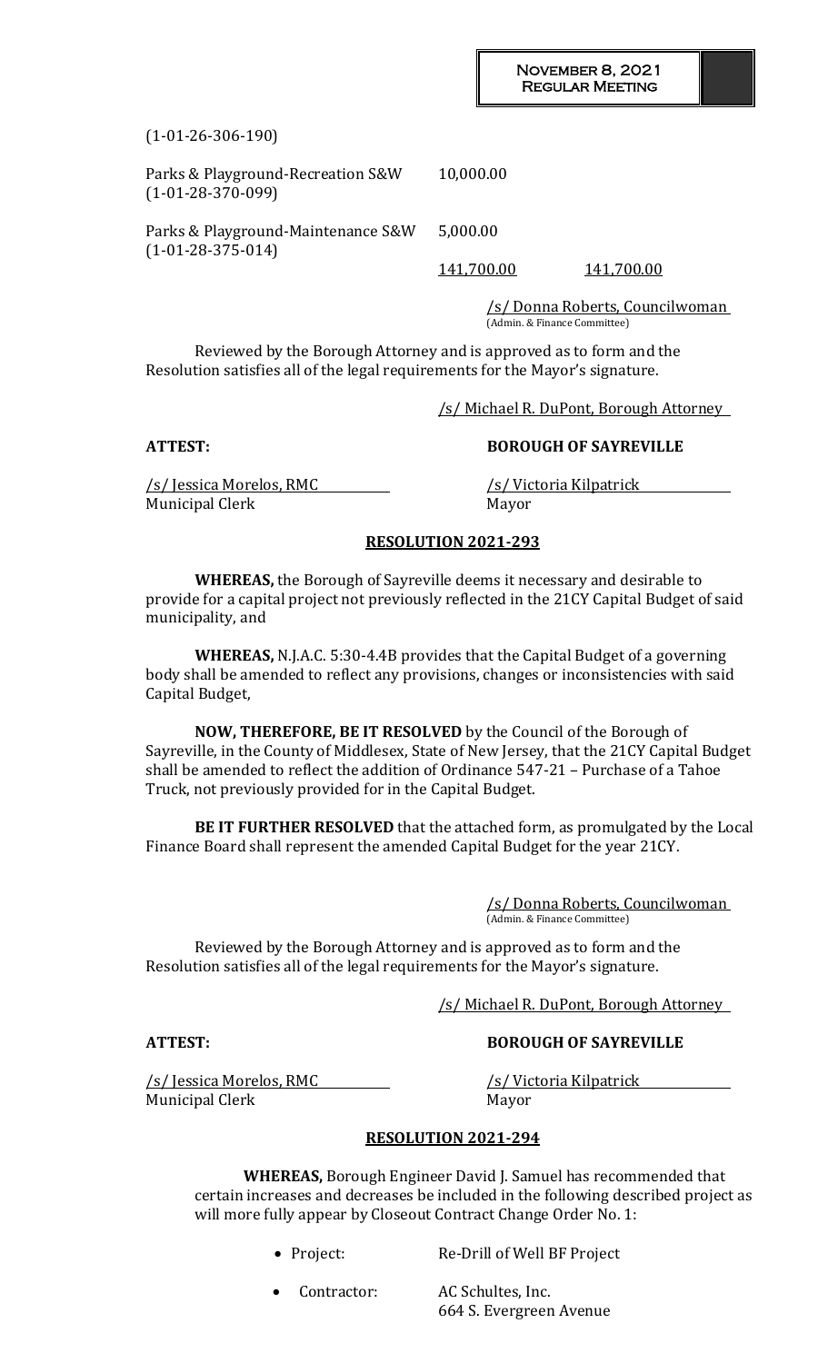(1-01-26-306-190)

| | | |
|---|---|---|
| Parks & Playground-Recreation S&W (1-01-28-370-099) | 10,000.00 | |
| Parks & Playground-Maintenance S&W (1-01-28-375-014) | 5,000.00 | |
| | 141,700.00 | 141,700.00 |

/s/ Donna Roberts, Councilwoman
(Admin. & Finance Committee)

Reviewed by the Borough Attorney and is approved as to form and the Resolution satisfies all of the legal requirements for the Mayor's signature.

/s/ Michael R. DuPont, Borough Attorney

**ATTEST:** **BOROUGH OF SAYREVILLE**

/s/ Jessica Morelos, RMC
Municipal Clerk

/s/ Victoria Kilpatrick
Mayor

## RESOLUTION 2021-293

**WHEREAS,** the Borough of Sayreville deems it necessary and desirable to provide for a capital project not previously reflected in the 21CY Capital Budget of said municipality, and

**WHEREAS,** N.J.A.C. 5:30-4.4B provides that the Capital Budget of a governing body shall be amended to reflect any provisions, changes or inconsistencies with said Capital Budget,

**NOW, THEREFORE, BE IT RESOLVED** by the Council of the Borough of Sayreville, in the County of Middlesex, State of New Jersey, that the 21CY Capital Budget shall be amended to reflect the addition of Ordinance 547-21 – Purchase of a Tahoe Truck, not previously provided for in the Capital Budget.

**BE IT FURTHER RESOLVED** that the attached form, as promulgated by the Local Finance Board shall represent the amended Capital Budget for the year 21CY.

/s/ Donna Roberts, Councilwoman
(Admin. & Finance Committee)

Reviewed by the Borough Attorney and is approved as to form and the Resolution satisfies all of the legal requirements for the Mayor's signature.

/s/ Michael R. DuPont, Borough Attorney

**ATTEST:** **BOROUGH OF SAYREVILLE**

/s/ Jessica Morelos, RMC
Municipal Clerk

/s/ Victoria Kilpatrick
Mayor

## RESOLUTION 2021-294

**WHEREAS,** Borough Engineer David J. Samuel has recommended that certain increases and decreases be included in the following described project as will more fully appear by Closeout Contract Change Order No. 1:

- Project: Re-Drill of Well BF Project
- Contractor: AC Schultes, Inc.
  664 S. Evergreen Avenue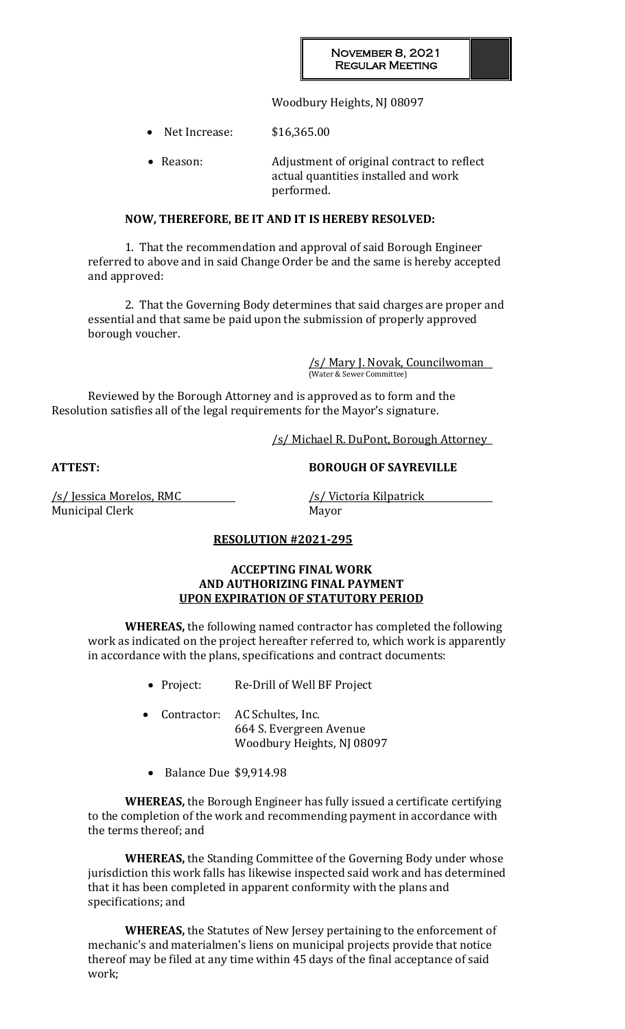Woodbury Heights, NJ 08097

- Net Increase: $16,365.00
- Reason: Adjustment of original contract to reflect actual quantities installed and work performed.

**NOW, THEREFORE, BE IT AND IT IS HEREBY RESOLVED:**

1. That the recommendation and approval of said Borough Engineer referred to above and in said Change Order be and the same is hereby accepted and approved:

2. That the Governing Body determines that said charges are proper and essential and that same be paid upon the submission of properly approved borough voucher.

/s/ Mary J. Novak, Councilwoman
(Water & Sewer Committee)

Reviewed by the Borough Attorney and is approved as to form and the Resolution satisfies all of the legal requirements for the Mayor's signature.

/s/ Michael R. DuPont, Borough Attorney

**ATTEST:** **BOROUGH OF SAYREVILLE**

/s/ Jessica Morelos, RMC
Municipal Clerk

/s/ Victoria Kilpatrick
Mayor

## RESOLUTION #2021-295

### ACCEPTING FINAL WORK AND AUTHORIZING FINAL PAYMENT UPON EXPIRATION OF STATUTORY PERIOD

**WHEREAS,** the following named contractor has completed the following work as indicated on the project hereafter referred to, which work is apparently in accordance with the plans, specifications and contract documents:

- Project: Re-Drill of Well BF Project
- Contractor: AC Schultes, Inc.
  664 S. Evergreen Avenue
  Woodbury Heights, NJ 08097
- Balance Due $9,914.98

**WHEREAS,** the Borough Engineer has fully issued a certificate certifying to the completion of the work and recommending payment in accordance with the terms thereof; and

**WHEREAS,** the Standing Committee of the Governing Body under whose jurisdiction this work falls has likewise inspected said work and has determined that it has been completed in apparent conformity with the plans and specifications; and

**WHEREAS,** the Statutes of New Jersey pertaining to the enforcement of mechanic's and materialmen's liens on municipal projects provide that notice thereof may be filed at any time within 45 days of the final acceptance of said work;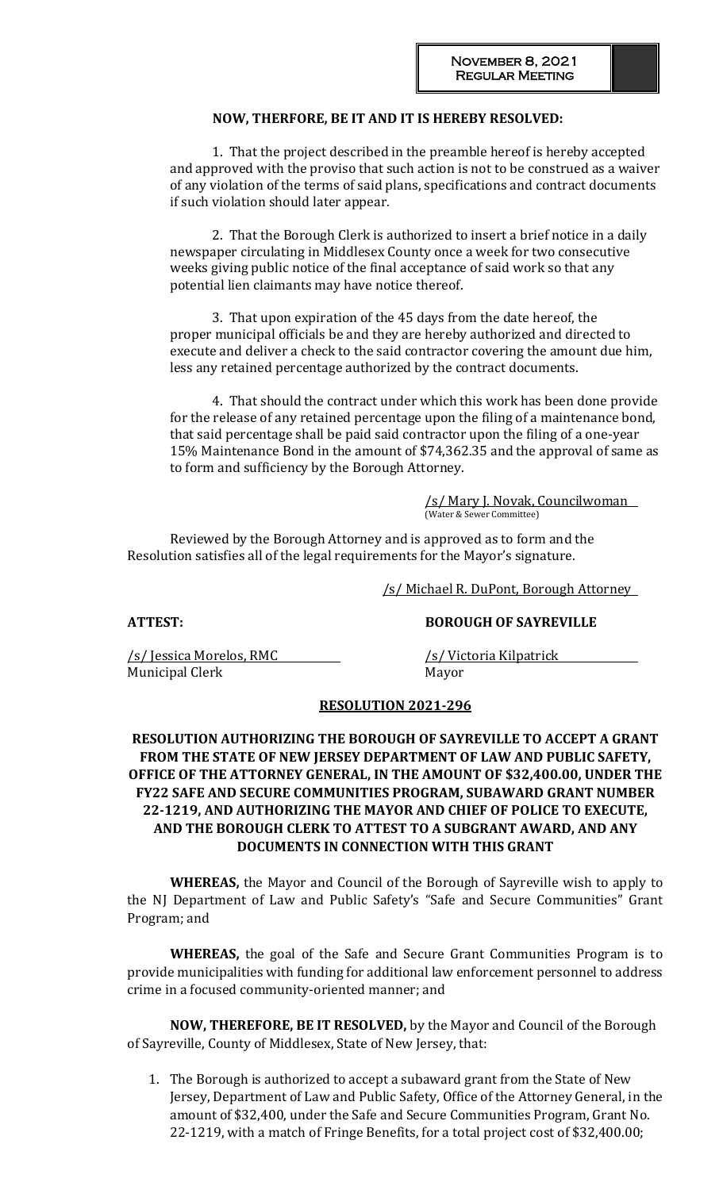**NOW, THERFORE, BE IT AND IT IS HEREBY RESOLVED:**

1. That the project described in the preamble hereof is hereby accepted and approved with the proviso that such action is not to be construed as a waiver of any violation of the terms of said plans, specifications and contract documents if such violation should later appear.

2. That the Borough Clerk is authorized to insert a brief notice in a daily newspaper circulating in Middlesex County once a week for two consecutive weeks giving public notice of the final acceptance of said work so that any potential lien claimants may have notice thereof.

3. That upon expiration of the 45 days from the date hereof, the proper municipal officials be and they are hereby authorized and directed to execute and deliver a check to the said contractor covering the amount due him, less any retained percentage authorized by the contract documents.

4. That should the contract under which this work has been done provide for the release of any retained percentage upon the filing of a maintenance bond, that said percentage shall be paid said contractor upon the filing of a one-year 15% Maintenance Bond in the amount of $74,362.35 and the approval of same as to form and sufficiency by the Borough Attorney.

/s/ Mary J. Novak, Councilwoman
(Water & Sewer Committee)

Reviewed by the Borough Attorney and is approved as to form and the Resolution satisfies all of the legal requirements for the Mayor's signature.

/s/ Michael R. DuPont, Borough Attorney

**ATTEST:** **BOROUGH OF SAYREVILLE**

/s/ Jessica Morelos, RMC
Municipal Clerk

/s/ Victoria Kilpatrick
Mayor

**RESOLUTION 2021-296**

**RESOLUTION AUTHORIZING THE BOROUGH OF SAYREVILLE TO ACCEPT A GRANT FROM THE STATE OF NEW JERSEY DEPARTMENT OF LAW AND PUBLIC SAFETY, OFFICE OF THE ATTORNEY GENERAL, IN THE AMOUNT OF $32,400.00, UNDER THE FY22 SAFE AND SECURE COMMUNITIES PROGRAM, SUBAWARD GRANT NUMBER 22-1219, AND AUTHORIZING THE MAYOR AND CHIEF OF POLICE TO EXECUTE, AND THE BOROUGH CLERK TO ATTEST TO A SUBGRANT AWARD, AND ANY DOCUMENTS IN CONNECTION WITH THIS GRANT**

**WHEREAS,** the Mayor and Council of the Borough of Sayreville wish to apply to the NJ Department of Law and Public Safety's "Safe and Secure Communities" Grant Program; and

**WHEREAS,** the goal of the Safe and Secure Grant Communities Program is to provide municipalities with funding for additional law enforcement personnel to address crime in a focused community-oriented manner; and

**NOW, THEREFORE, BE IT RESOLVED,** by the Mayor and Council of the Borough of Sayreville, County of Middlesex, State of New Jersey, that:

1. The Borough is authorized to accept a subaward grant from the State of New Jersey, Department of Law and Public Safety, Office of the Attorney General, in the amount of $32,400, under the Safe and Secure Communities Program, Grant No. 22-1219, with a match of Fringe Benefits, for a total project cost of $32,400.00;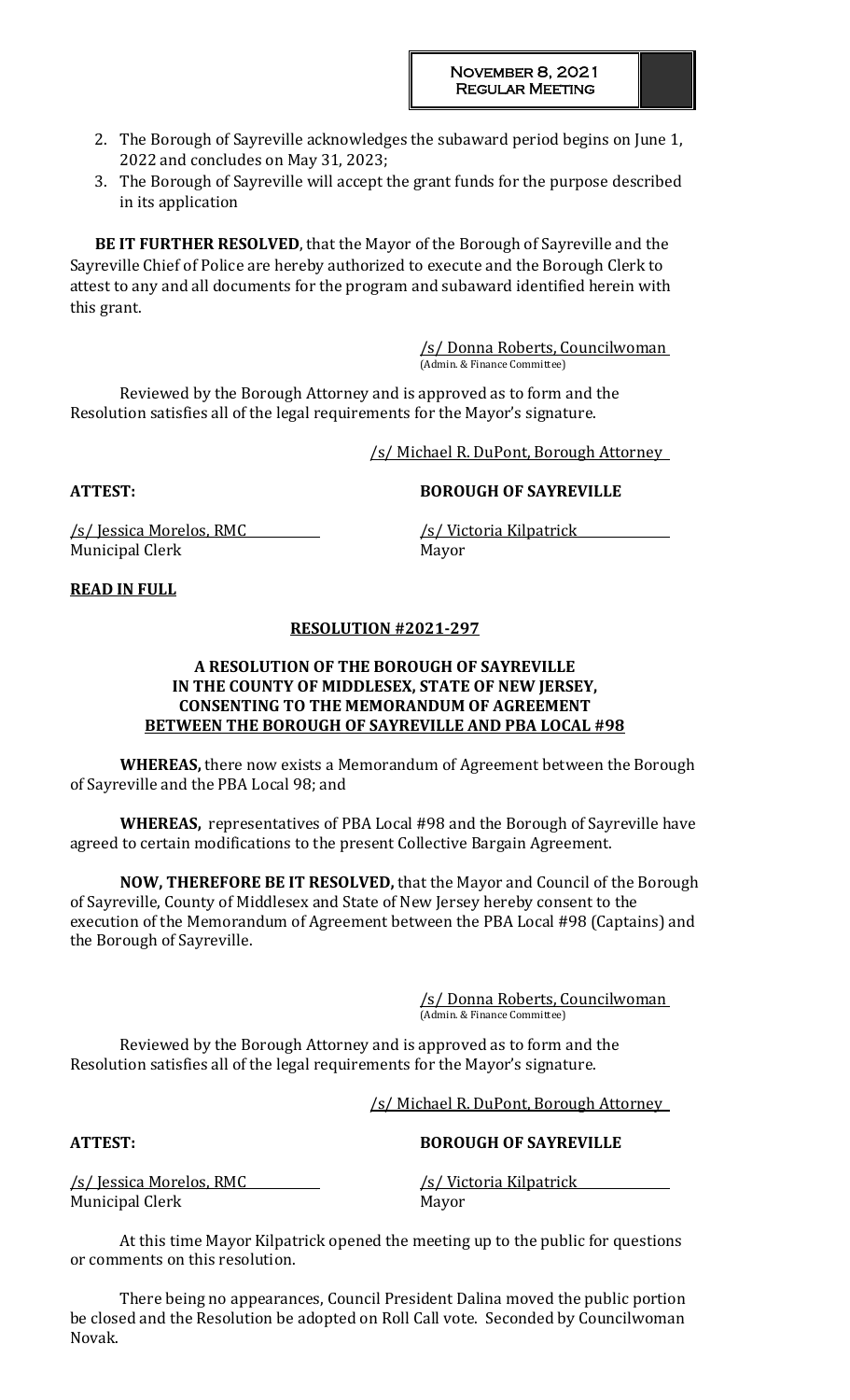2. The Borough of Sayreville acknowledges the subaward period begins on June 1, 2022 and concludes on May 31, 2023;
3. The Borough of Sayreville will accept the grant funds for the purpose described in its application

**BE IT FURTHER RESOLVED**, that the Mayor of the Borough of Sayreville and the Sayreville Chief of Police are hereby authorized to execute and the Borough Clerk to attest to any and all documents for the program and subaward identified herein with this grant.

/s/ Donna Roberts, Councilwoman
(Admin. & Finance Committee)

Reviewed by the Borough Attorney and is approved as to form and the Resolution satisfies all of the legal requirements for the Mayor's signature.

/s/ Michael R. DuPont, Borough Attorney

**ATTEST:** **BOROUGH OF SAYREVILLE**

/s/ Jessica Morelos, RMC
Municipal Clerk

/s/ Victoria Kilpatrick
Mayor

**READ IN FULL**

**RESOLUTION #2021-297**

**A RESOLUTION OF THE BOROUGH OF SAYREVILLE IN THE COUNTY OF MIDDLESEX, STATE OF NEW JERSEY, CONSENTING TO THE MEMORANDUM OF AGREEMENT BETWEEN THE BOROUGH OF SAYREVILLE AND PBA LOCAL #98**

**WHEREAS,** there now exists a Memorandum of Agreement between the Borough of Sayreville and the PBA Local 98; and

**WHEREAS,** representatives of PBA Local #98 and the Borough of Sayreville have agreed to certain modifications to the present Collective Bargain Agreement.

**NOW, THEREFORE BE IT RESOLVED,** that the Mayor and Council of the Borough of Sayreville, County of Middlesex and State of New Jersey hereby consent to the execution of the Memorandum of Agreement between the PBA Local #98 (Captains) and the Borough of Sayreville.

/s/ Donna Roberts, Councilwoman
(Admin. & Finance Committee)

Reviewed by the Borough Attorney and is approved as to form and the Resolution satisfies all of the legal requirements for the Mayor's signature.

/s/ Michael R. DuPont, Borough Attorney

**ATTEST:** **BOROUGH OF SAYREVILLE**

/s/ Jessica Morelos, RMC
Municipal Clerk

/s/ Victoria Kilpatrick
Mayor

At this time Mayor Kilpatrick opened the meeting up to the public for questions or comments on this resolution.

There being no appearances, Council President Dalina moved the public portion be closed and the Resolution be adopted on Roll Call vote. Seconded by Councilwoman Novak.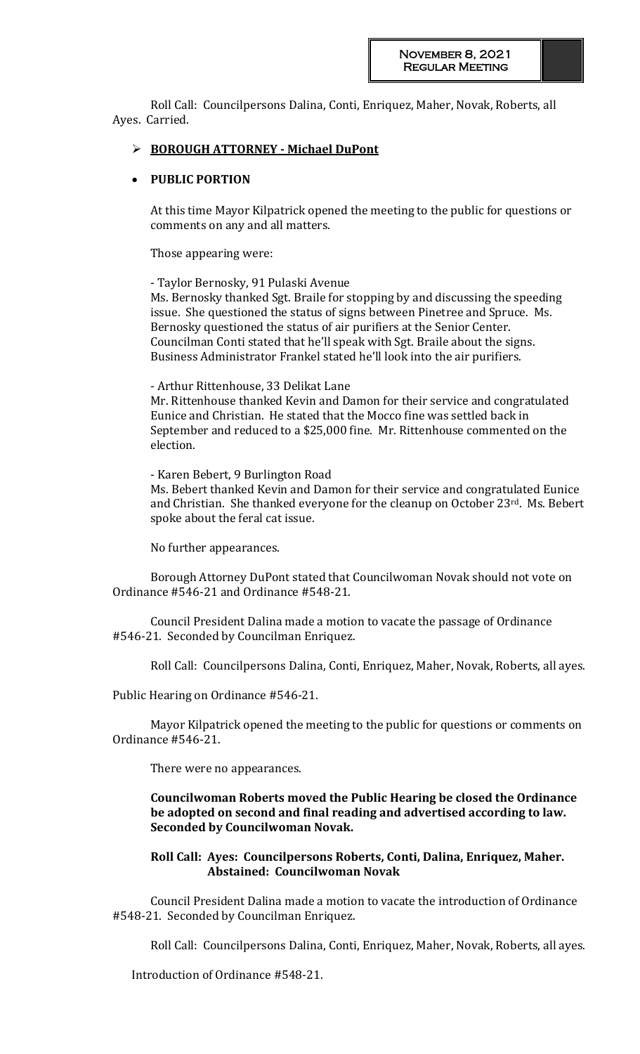Roll Call: Councilpersons Dalina, Conti, Enriquez, Maher, Novak, Roberts, all Ayes. Carried.

- **BOROUGH ATTORNEY - Michael DuPont**

- **PUBLIC PORTION**

At this time Mayor Kilpatrick opened the meeting to the public for questions or comments on any and all matters.

Those appearing were:

- Taylor Bernosky, 91 Pulaski Avenue
Ms. Bernosky thanked Sgt. Braile for stopping by and discussing the speeding issue. She questioned the status of signs between Pinetree and Spruce. Ms. Bernosky questioned the status of air purifiers at the Senior Center. Councilman Conti stated that he'll speak with Sgt. Braile about the signs. Business Administrator Frankel stated he'll look into the air purifiers.

- Arthur Rittenhouse, 33 Delikat Lane
Mr. Rittenhouse thanked Kevin and Damon for their service and congratulated Eunice and Christian. He stated that the Mocco fine was settled back in September and reduced to a $25,000 fine. Mr. Rittenhouse commented on the election.

- Karen Bebert, 9 Burlington Road
Ms. Bebert thanked Kevin and Damon for their service and congratulated Eunice and Christian. She thanked everyone for the cleanup on October 23rd. Ms. Bebert spoke about the feral cat issue.

No further appearances.

Borough Attorney DuPont stated that Councilwoman Novak should not vote on Ordinance #546-21 and Ordinance #548-21.

Council President Dalina made a motion to vacate the passage of Ordinance #546-21. Seconded by Councilman Enriquez.

Roll Call: Councilpersons Dalina, Conti, Enriquez, Maher, Novak, Roberts, all ayes.

Public Hearing on Ordinance #546-21.

Mayor Kilpatrick opened the meeting to the public for questions or comments on Ordinance #546-21.

There were no appearances.

**Councilwoman Roberts moved the Public Hearing be closed the Ordinance be adopted on second and final reading and advertised according to law. Seconded by Councilwoman Novak.**

**Roll Call: Ayes: Councilpersons Roberts, Conti, Dalina, Enriquez, Maher.**
**Abstained: Councilwoman Novak**

Council President Dalina made a motion to vacate the introduction of Ordinance #548-21. Seconded by Councilman Enriquez.

Roll Call: Councilpersons Dalina, Conti, Enriquez, Maher, Novak, Roberts, all ayes.

Introduction of Ordinance #548-21.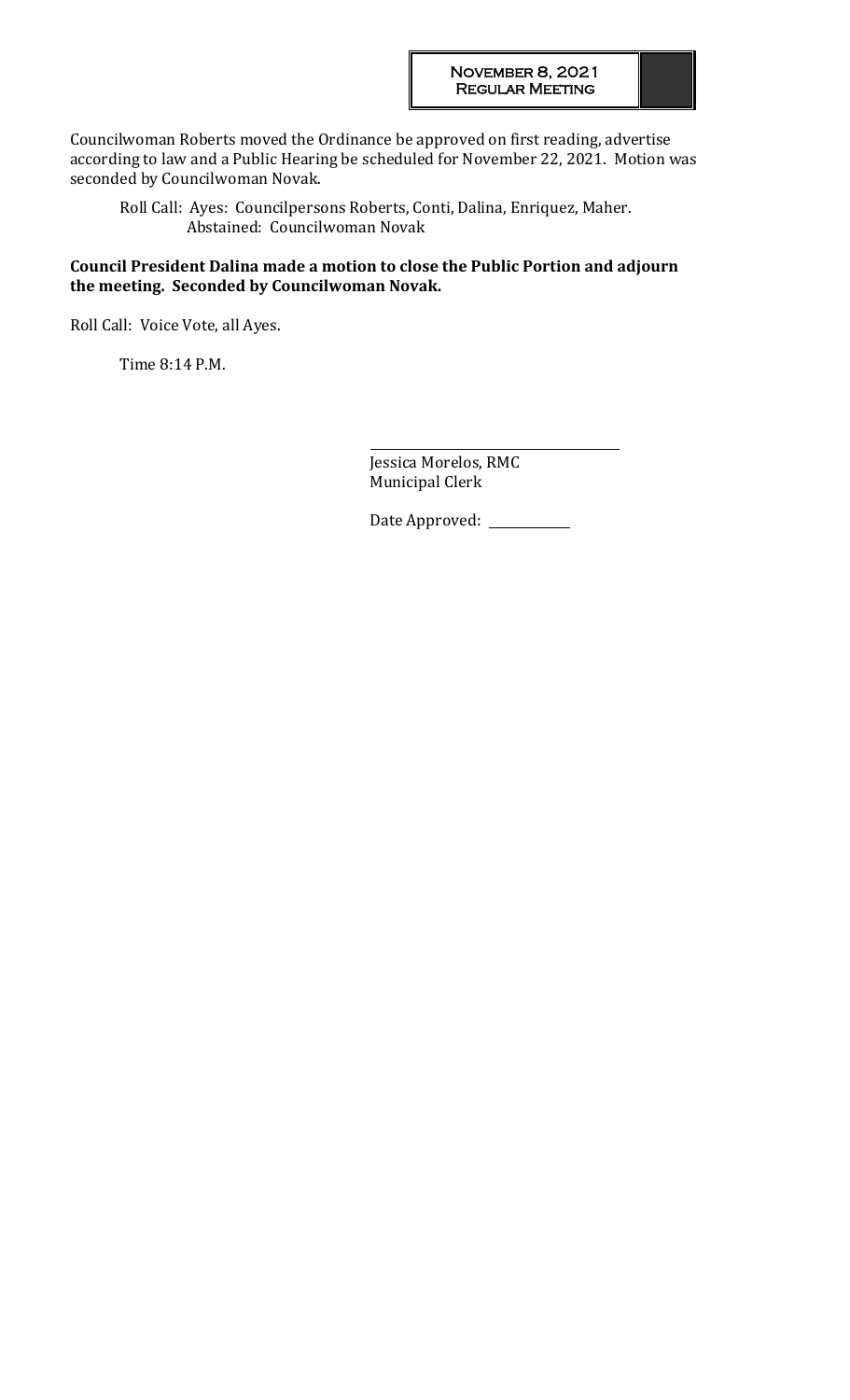Councilwoman Roberts moved the Ordinance be approved on first reading, advertise according to law and a Public Hearing be scheduled for November 22, 2021. Motion was seconded by Councilwoman Novak.

Roll Call: Ayes: Councilpersons Roberts, Conti, Dalina, Enriquez, Maher.
Abstained: Councilwoman Novak

**Council President Dalina made a motion to close the Public Portion and adjourn the meeting. Seconded by Councilwoman Novak.**

Roll Call: Voice Vote, all Ayes.

Time 8:14 P.M.

Jessica Morelos, RMC
Municipal Clerk

Date Approved: \_\_\_\_\_\_\_\_\_\_\_\_